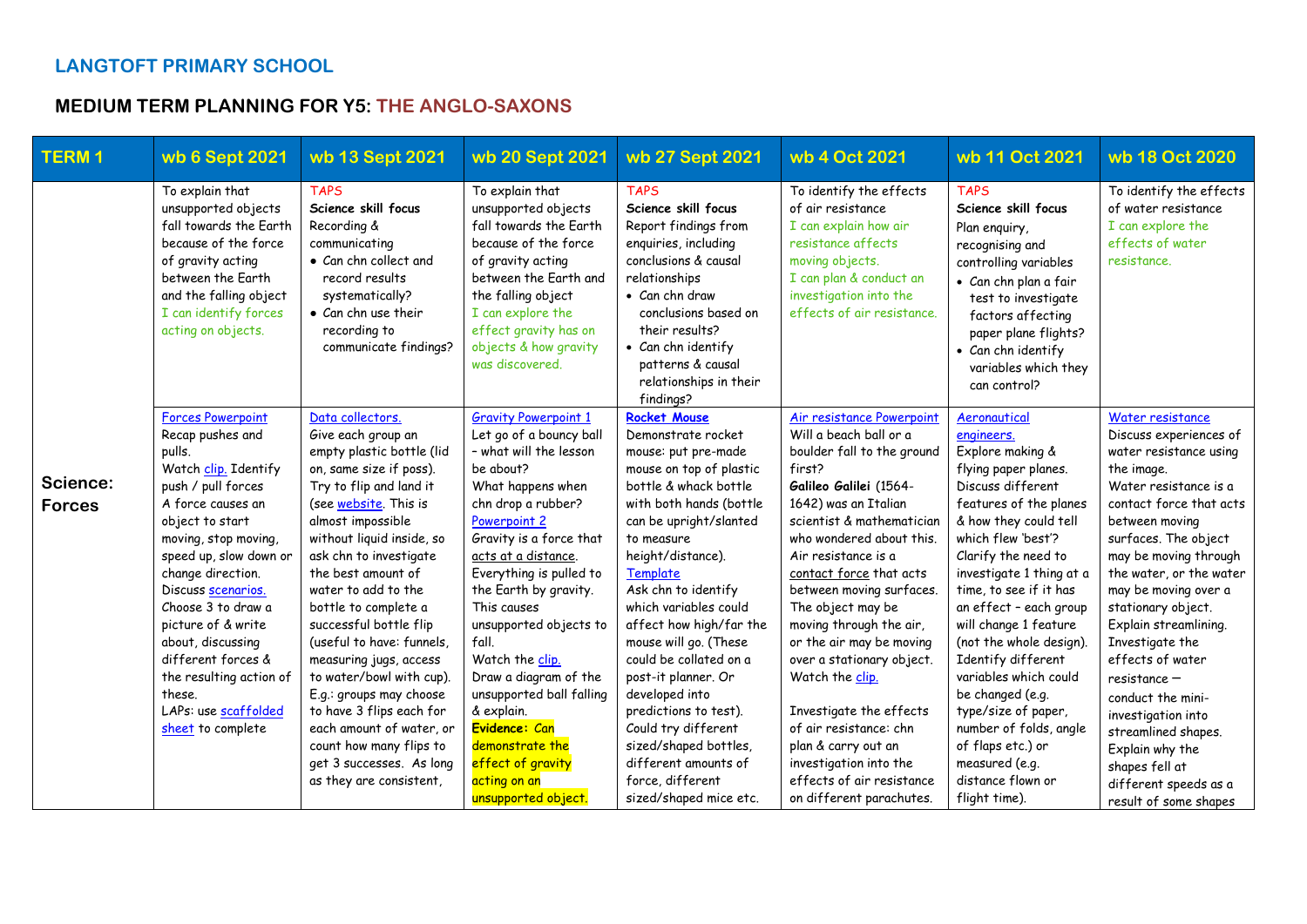## LANGTOFT PRIMARY SCHOOL

## MEDIUM TERM PLANNING FOR Y5: THE ANGLO-SAXONS

| TERM 1 | wb 6 Sept 2021 | wb 13 Sept 2021 | wb 20 Sept 2021 | wb 27 Sept 2021 | wb 4 Oct 2021 | wb 11 Oct 2021 | wb 18 Oct 2020 |
|---|---|---|---|---|---|---|---|
| **Science: Forces** | To explain that unsupported objects fall towards the Earth because of the force of gravity acting between the Earth and the falling object<br>I can identify forces acting on objects. | TAPS<br>**Science skill focus**<br>Recording & communicating<br>• Can chn collect and record results systematically?<br>• Can chn use their recording to communicate findings? | To explain that unsupported objects fall towards the Earth because of the force of gravity acting between the Earth and the falling object<br>I can explore the effect gravity has on objects & how gravity was discovered. | TAPS<br>**Science skill focus**<br>Report findings from enquiries, including conclusions & causal relationships<br>• Can chn draw conclusions based on their results?<br>• Can chn identify patterns & causal relationships in their findings? | To identify the effects of air resistance<br>I can explain how air resistance affects moving objects.<br>I can plan & conduct an investigation into the effects of air resistance. | TAPS<br>**Science skill focus**<br>Plan enquiry, recognising and controlling variables<br>• Can chn plan a fair test to investigate factors affecting paper plane flights?<br>• Can chn identify variables which they can control? | To identify the effects of water resistance<br>I can explore the effects of water resistance. |
| | Forces Powerpoint<br>Recap pushes and pulls.<br>Watch clip. Identify push / pull forces<br>A force causes an object to start moving, stop moving, speed up, slow down or change direction.<br>Discuss scenarios. Choose 3 to draw a picture of & write about, discussing different forces & the resulting action of these.<br>LAPs: use scaffolded sheet to complete | Data collectors.<br>Give each group an empty plastic bottle (lid on, same size if poss). Try to flip and land it (see website. This is almost impossible without liquid inside, so ask chn to investigate the best amount of water to add to the bottle to complete a successful bottle flip (useful to have: funnels, measuring jugs, access to water/bowl with cup). E.g.: groups may choose to have 3 flips each for each amount of water, or count how many flips to get 3 successes. As long as they are consistent, | Gravity Powerpoint 1<br>Let go of a bouncy ball – what will the lesson be about?<br>What happens when chn drop a rubber?<br>Powerpoint 2<br>Gravity is a force that acts at a distance.<br>Everything is pulled to the Earth by gravity. This causes unsupported objects to fall.<br>Watch the clip.<br>Draw a diagram of the unsupported ball falling & explain.<br>**Evidence:** Can demonstrate the effect of gravity acting on an unsupported object. | **Rocket Mouse**<br>Demonstrate rocket mouse: put pre-made mouse on top of plastic bottle & whack bottle with both hands (bottle can be upright/slanted to measure height/distance).<br>Template<br>Ask chn to identify which variables could affect how high/far the mouse will go. (These could be collated on a post-it planner. Or developed into predictions to test).<br>Could try different sized/shaped bottles, different amounts of force, different sized/shaped mice etc. | Air resistance Powerpoint<br>Will a beach ball or a boulder fall to the ground first?<br>**Galileo Galilei** (1564-1642) was an Italian scientist & mathematician who wondered about this.<br>Air resistance is a contact force that acts between moving surfaces. The object may be moving through the air, or the air may be moving over a stationary object.<br>Watch the clip.<br><br>Investigate the effects of air resistance: chn plan & carry out an investigation into the effects of air resistance on different parachutes. | Aeronautical engineers.<br>Explore making & flying paper planes.<br>Discuss different features of the planes & how they could tell which flew 'best'?<br>Clarify the need to investigate 1 thing at a time, to see if it has an effect – each group will change 1 feature (not the whole design).<br>Identify different variables which could be changed (e.g. type/size of paper, number of folds, angle of flaps etc.) or measured (e.g. distance flown or flight time). | Water resistance<br>Discuss experiences of water resistance using the image.<br>Water resistance is a contact force that acts between moving surfaces. The object may be moving through the water, or the water may be moving over a stationary object.<br>Explain streamlining.<br>Investigate the effects of water resistance – conduct the mini-investigation into streamlined shapes.<br>Explain why the shapes fell at different speeds as a result of some shapes |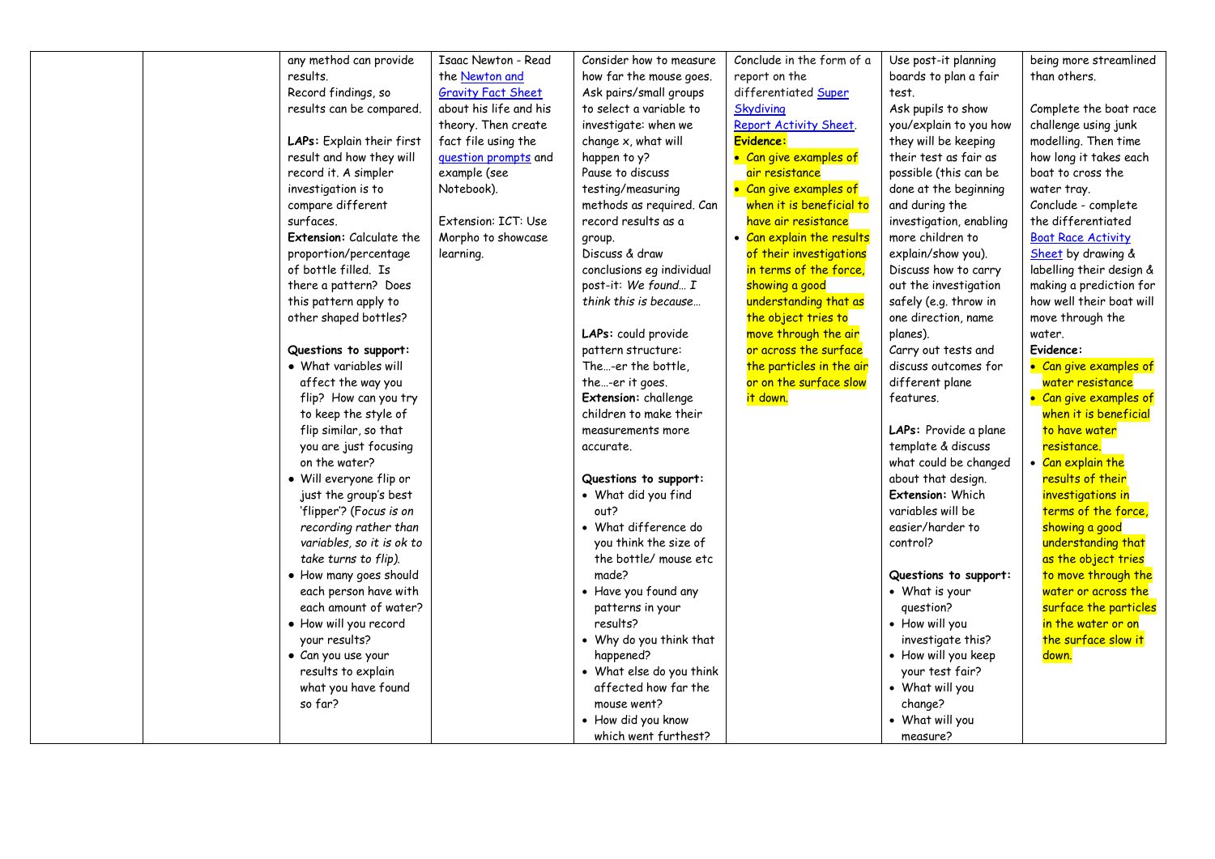| | | | | | | | |
|---|---|---|---|---|---|---|---|
| | | any method can provide results.<br>Record findings, so results can be compared.<br><br>**LAPs:** Explain their first result and how they will record it. A simpler investigation is to compare different surfaces.<br>**Extension:** Calculate the proportion/percentage of bottle filled. Is there a pattern? Does this pattern apply to other shaped bottles?<br><br>**Questions to support:**<br>• What variables will affect the way you flip? How can you try to keep the style of flip similar, so that you are just focusing on the water?<br>• Will everyone flip or just the group's best 'flipper'? (*Focus is on recording rather than variables, so it is ok to take turns to flip).*<br>• How many goes should each person have with each amount of water?<br>• How will you record your results?<br>• Can you use your results to explain what you have found so far? | Isaac Newton - Read the Newton and Gravity Fact Sheet about his life and his theory. Then create fact file using the question prompts and example (see Notebook).<br><br>Extension: ICT: Use Morpho to showcase learning. | Consider how to measure how far the mouse goes.<br>Ask pairs/small groups to select a variable to investigate: when we change x, what will happen to y?<br>Pause to discuss testing/measuring methods as required. Can record results as a group.<br>Discuss & draw conclusions eg individual post-it: *We found… I think this is because…*<br><br>**LAPs:** could provide pattern structure: The…-er the bottle, the…-er it goes.<br>**Extension:** challenge children to make their measurements more accurate.<br><br>**Questions to support:**<br>• What did you find out?<br>• What difference do you think the size of the bottle/ mouse etc made?<br>• Have you found any patterns in your results?<br>• Why do you think that happened?<br>• What else do you think affected how far the mouse went?<br>• How did you know which went furthest? | Conclude in the form of a report on the differentiated Super Skydiving Report Activity Sheet.<br>**Evidence:**<br>• Can give examples of air resistance<br>• Can give examples of when it is beneficial to have air resistance<br>• Can explain the results of their investigations in terms of the force, showing a good understanding that as the object tries to move through the air or across the surface the particles in the air or on the surface slow it down. | Use post-it planning boards to plan a fair test.<br>Ask pupils to show you/explain to you how they will be keeping their test as fair as possible (this can be done at the beginning and during the investigation, enabling more children to explain/show you).<br>Discuss how to carry out the investigation safely (e.g. throw in one direction, name planes).<br>Carry out tests and discuss outcomes for different plane features.<br><br>**LAPs:** Provide a plane template & discuss what could be changed about that design.<br>**Extension:** Which variables will be easier/harder to control?<br><br>**Questions to support:**<br>• What is your question?<br>• How will you investigate this?<br>• How will you keep your test fair?<br>• What will you change?<br>• What will you measure? | being more streamlined than others.<br><br>Complete the boat race challenge using junk modelling. Then time how long it takes each boat to cross the water tray.<br>Conclude - complete the differentiated Boat Race Activity Sheet by drawing & labelling their design & making a prediction for how well their boat will move through the water.<br>**Evidence:**<br>• Can give examples of water resistance<br>• Can give examples of when it is beneficial to have water resistance.<br>• Can explain the results of their investigations in terms of the force, showing a good understanding that as the object tries to move through the water or across the surface the particles in the water or on the surface slow it down. |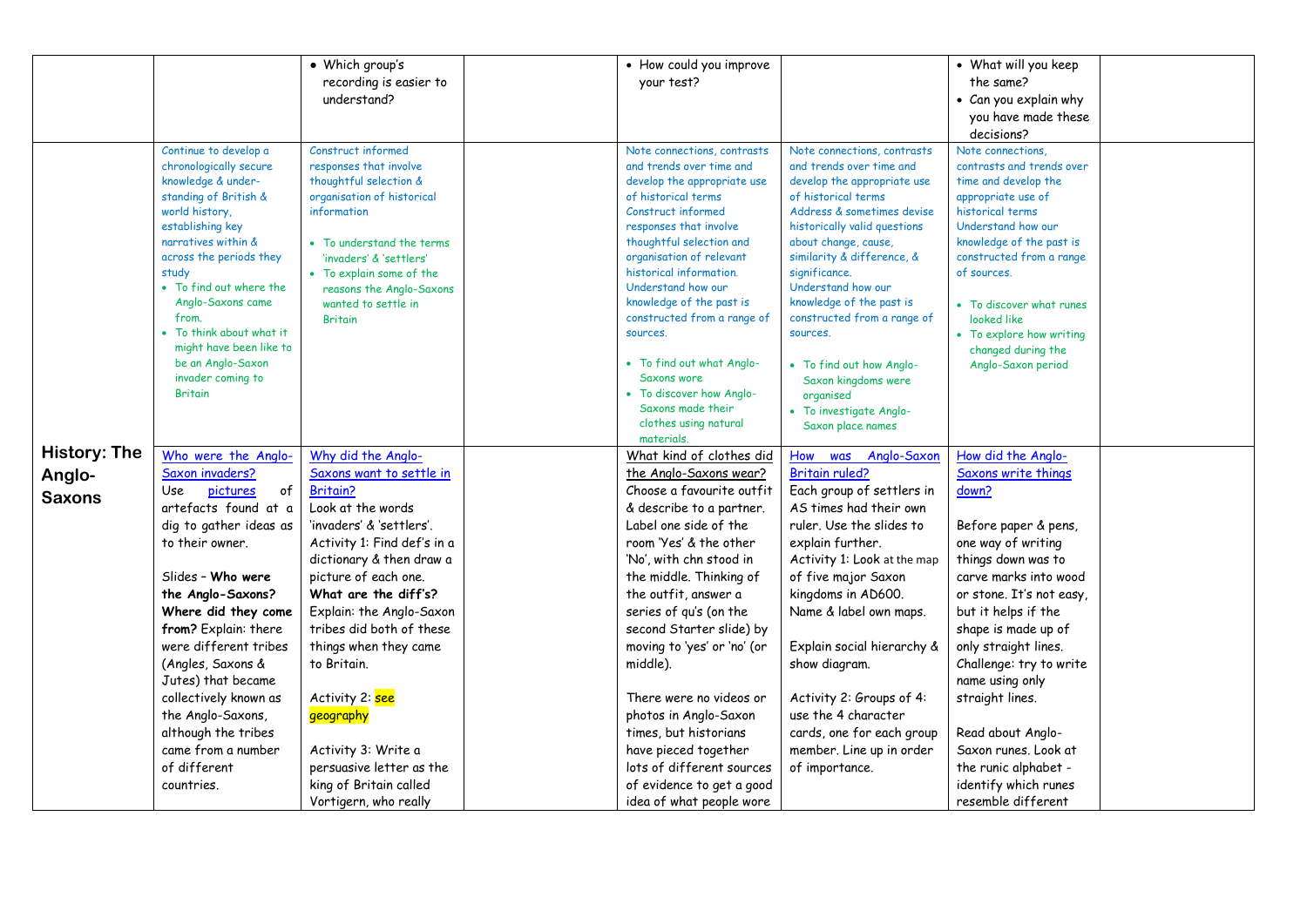| | | | | | | | |
|---|---|---|---|---|---|---|---|
| | | • Which group's recording is easier to understand? | | • How could you improve your test? | | • What will you keep the same?<br>• Can you explain why you have made these decisions? | |
| | Continue to develop a chronologically secure knowledge & under-standing of British & world history, establishing key narratives within & across the periods they study<br>• To find out where the Anglo-Saxons came from.<br>• To think about what it might have been like to be an Anglo-Saxon invader coming to Britain | Construct informed responses that involve thoughtful selection & organisation of historical information<br><br>• To understand the terms 'invaders' & 'settlers'<br>• To explain some of the reasons the Anglo-Saxons wanted to settle in Britain | | Note connections, contrasts and trends over time and develop the appropriate use of historical terms<br>Construct informed responses that involve thoughtful selection and organisation of relevant historical information.<br>Understand how our knowledge of the past is constructed from a range of sources.<br><br>• To find out what Anglo-Saxons wore<br>• To discover how Anglo-Saxons made their clothes using natural materials. | Note connections, contrasts and trends over time and develop the appropriate use of historical terms<br>Address & sometimes devise historically valid questions about change, cause, similarity & difference, & significance.<br>Understand how our knowledge of the past is constructed from a range of sources.<br><br>• To find out how Anglo-Saxon kingdoms were organised<br>• To investigate Anglo-Saxon place names | Note connections, contrasts and trends over time and develop the appropriate use of historical terms<br>Understand how our knowledge of the past is constructed from a range of sources.<br><br>• To discover what runes looked like<br>• To explore how writing changed during the Anglo-Saxon period | |
| **History: The Anglo-Saxons** | Who were the Anglo-Saxon invaders?<br>Use pictures of artefacts found at a dig to gather ideas as to their owner.<br><br>Slides – **Who were the Anglo-Saxons? Where did they come from?** Explain: there were different tribes (Angles, Saxons & Jutes) that became collectively known as the Anglo-Saxons, although the tribes came from a number of different countries. | Why did the Anglo-Saxons want to settle in Britain?<br>Look at the words 'invaders' & 'settlers'.<br>Activity 1: Find def's in a dictionary & then draw a picture of each one.<br>**What are the diff's?**<br>Explain: the Anglo-Saxon tribes did both of these things when they came to Britain.<br><br>Activity 2: see geography<br><br>Activity 3: Write a persuasive letter as the king of Britain called Vortigern, who really | | What kind of clothes did the Anglo-Saxons wear?<br>Choose a favourite outfit & describe to a partner. Label one side of the room 'Yes' & the other 'No', with chn stood in the middle. Thinking of the outfit, answer a series of qu's (on the second Starter slide) by moving to 'yes' or 'no' (or middle).<br><br>There were no videos or photos in Anglo-Saxon times, but historians have pieced together lots of different sources of evidence to get a good idea of what people wore | How was Anglo-Saxon Britain ruled?<br>Each group of settlers in AS times had their own ruler. Use the slides to explain further.<br>Activity 1: Look at the map of five major Saxon kingdoms in AD600. Name & label own maps.<br><br>Explain social hierarchy & show diagram.<br><br>Activity 2: Groups of 4: use the 4 character cards, one for each group member. Line up in order of importance. | How did the Anglo-Saxons write things down?<br><br>Before paper & pens, one way of writing things down was to carve marks into wood or stone. It's not easy, but it helps if the shape is made up of only straight lines. Challenge: try to write name using only straight lines.<br><br>Read about Anglo-Saxon runes. Look at the runic alphabet - identify which runes resemble different | |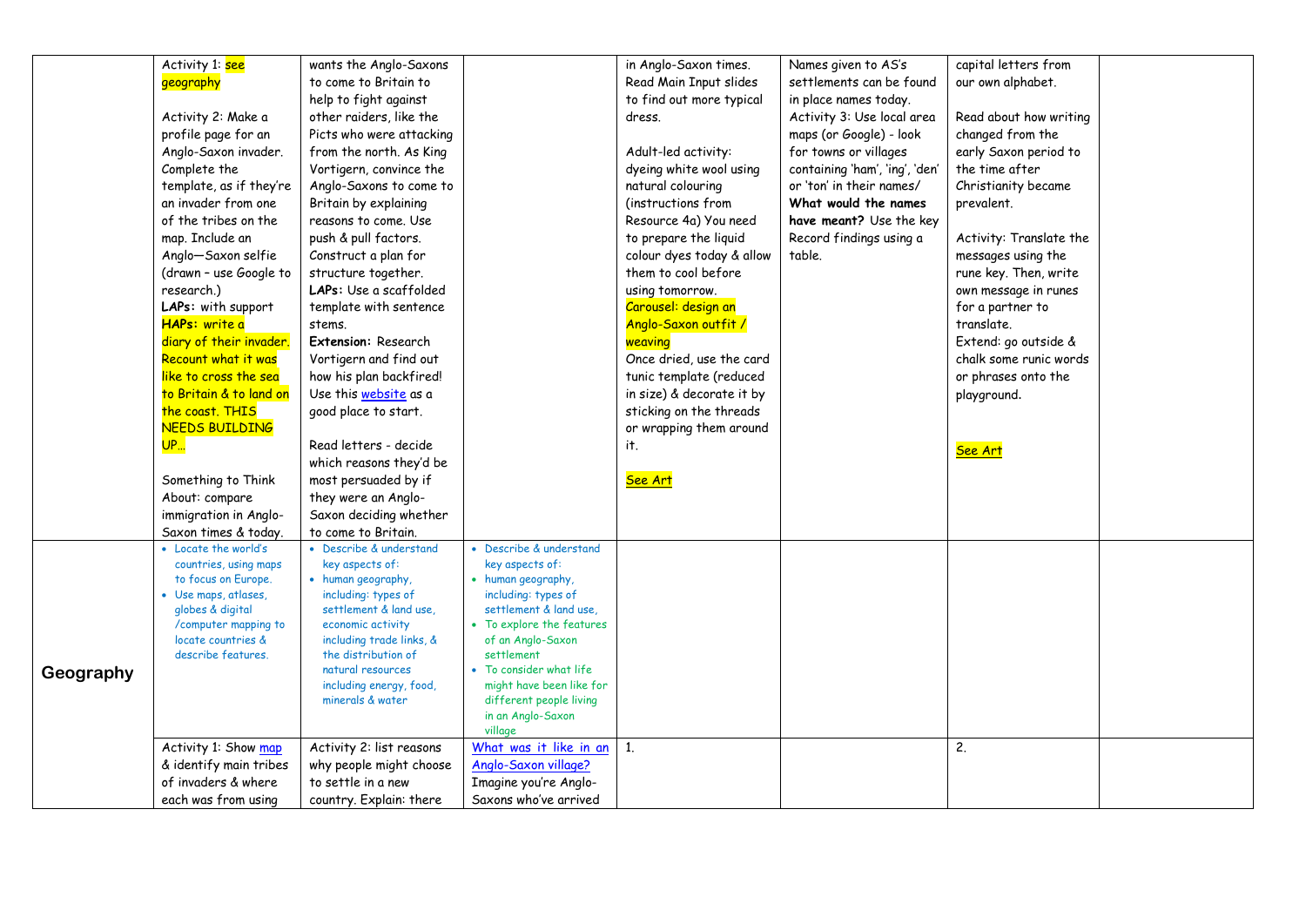| | | | | | | | |
|---|---|---|---|---|---|---|---|
| | Activity 1: see geography<br><br>Activity 2: Make a profile page for an Anglo-Saxon invader. Complete the template, as if they're an invader from one of the tribes on the map. Include an Anglo—Saxon selfie (drawn – use Google to research.)<br>**LAPs:** with support<br>**HAPs:** write a diary of their invader. Recount what it was like to cross the sea to Britain & to land on the coast. THIS NEEDS BUILDING UP…<br><br>Something to Think About: compare immigration in Anglo-Saxon times & today. | wants the Anglo-Saxons to come to Britain to help to fight against other raiders, like the Picts who were attacking from the north. As King Vortigern, convince the Anglo-Saxons to come to Britain by explaining reasons to come. Use push & pull factors. Construct a plan for structure together.<br>**LAPs:** Use a scaffolded template with sentence stems.<br>**Extension:** Research Vortigern and find out how his plan backfired! Use this website as a good place to start.<br><br>Read letters - decide which reasons they'd be most persuaded by if they were an Anglo-Saxon deciding whether to come to Britain. | | in Anglo-Saxon times. Read Main Input slides to find out more typical dress.<br><br>Adult-led activity: dyeing white wool using natural colouring (instructions from Resource 4a) You need to prepare the liquid colour dyes today & allow them to cool before using tomorrow.<br>Carousel: design an Anglo-Saxon outfit / weaving<br>Once dried, use the card tunic template (reduced in size) & decorate it by sticking on the threads or wrapping them around it.<br><br>See Art | Names given to AS's settlements can be found in place names today.<br>Activity 3: Use local area maps (or Google) - look for towns or villages containing 'ham', 'ing', 'den' or 'ton' in their names/ **What would the names have meant?** Use the key Record findings using a table. | capital letters from our own alphabet.<br><br>Read about how writing changed from the early Saxon period to the time after Christianity became prevalent.<br><br>Activity: Translate the messages using the rune key. Then, write own message in runes for a partner to translate.<br>Extend: go outside & chalk some runic words or phrases onto the playground.<br><br>See Art | |
| **Geography** | • Locate the world's countries, using maps to focus on Europe.<br>• Use maps, atlases, globes & digital /computer mapping to locate countries & describe features. | • Describe & understand key aspects of:<br>• human geography, including: types of settlement & land use, economic activity including trade links, & the distribution of natural resources including energy, food, minerals & water | • Describe & understand key aspects of:<br>• human geography, including: types of settlement & land use,<br>• To explore the features of an Anglo-Saxon settlement<br>• To consider what life might have been like for different people living in an Anglo-Saxon village | | | | |
| | Activity 1: Show map & identify main tribes of invaders & where each was from using | Activity 2: list reasons why people might choose to settle in a new country. Explain: there | What was it like in an Anglo-Saxon village?<br>Imagine you're Anglo-Saxons who've arrived | 1. | | 2. | |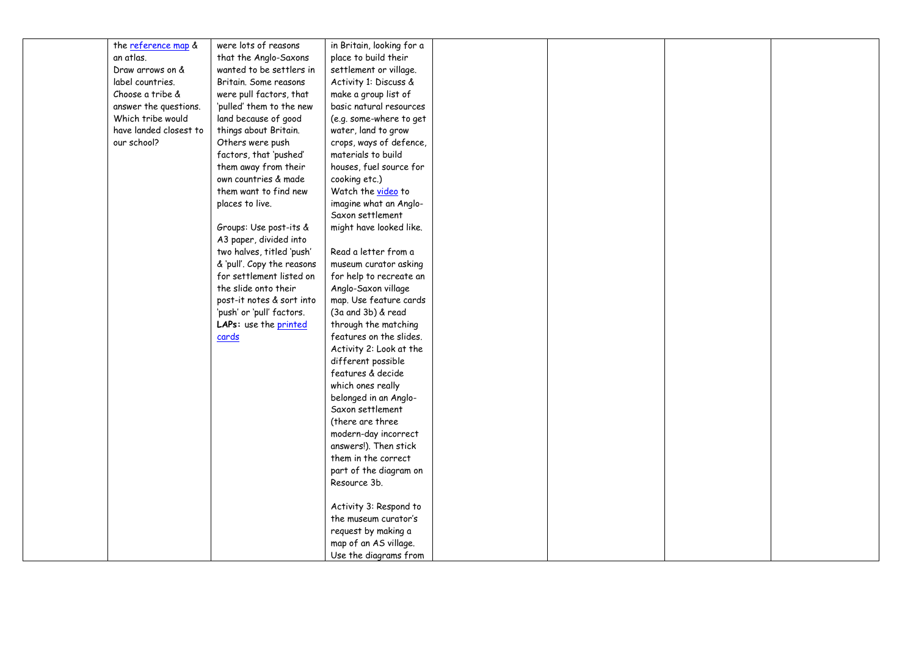|  | the reference map & an atlas.<br>Draw arrows on & label countries.<br>Choose a tribe & answer the questions. Which tribe would have landed closest to our school? | were lots of reasons that the Anglo-Saxons wanted to be settlers in Britain. Some reasons were pull factors, that 'pulled' them to the new land because of good things about Britain. Others were push factors, that 'pushed' them away from their own countries & made them want to find new places to live.<br><br>Groups: Use post-its & A3 paper, divided into two halves, titled 'push' & 'pull'. Copy the reasons for settlement listed on the slide onto their post-it notes & sort into 'push' or 'pull' factors.<br>**LAPs:** use the printed cards | in Britain, looking for a place to build their settlement or village.<br>Activity 1: Discuss & make a group list of basic natural resources (e.g. some-where to get water, land to grow crops, ways of defence, materials to build houses, fuel source for cooking etc.)<br>Watch the video to imagine what an Anglo-Saxon settlement might have looked like.<br><br>Read a letter from a museum curator asking for help to recreate an Anglo-Saxon village map. Use feature cards (3a and 3b) & read through the matching features on the slides.<br>Activity 2: Look at the different possible features & decide which ones really belonged in an Anglo-Saxon settlement (there are three modern-day incorrect answers!). Then stick them in the correct part of the diagram on Resource 3b.<br><br>Activity 3: Respond to the museum curator's request by making a map of an AS village. Use the diagrams from |  |  |  |  |
|---|---|---|---|---|---|---|---|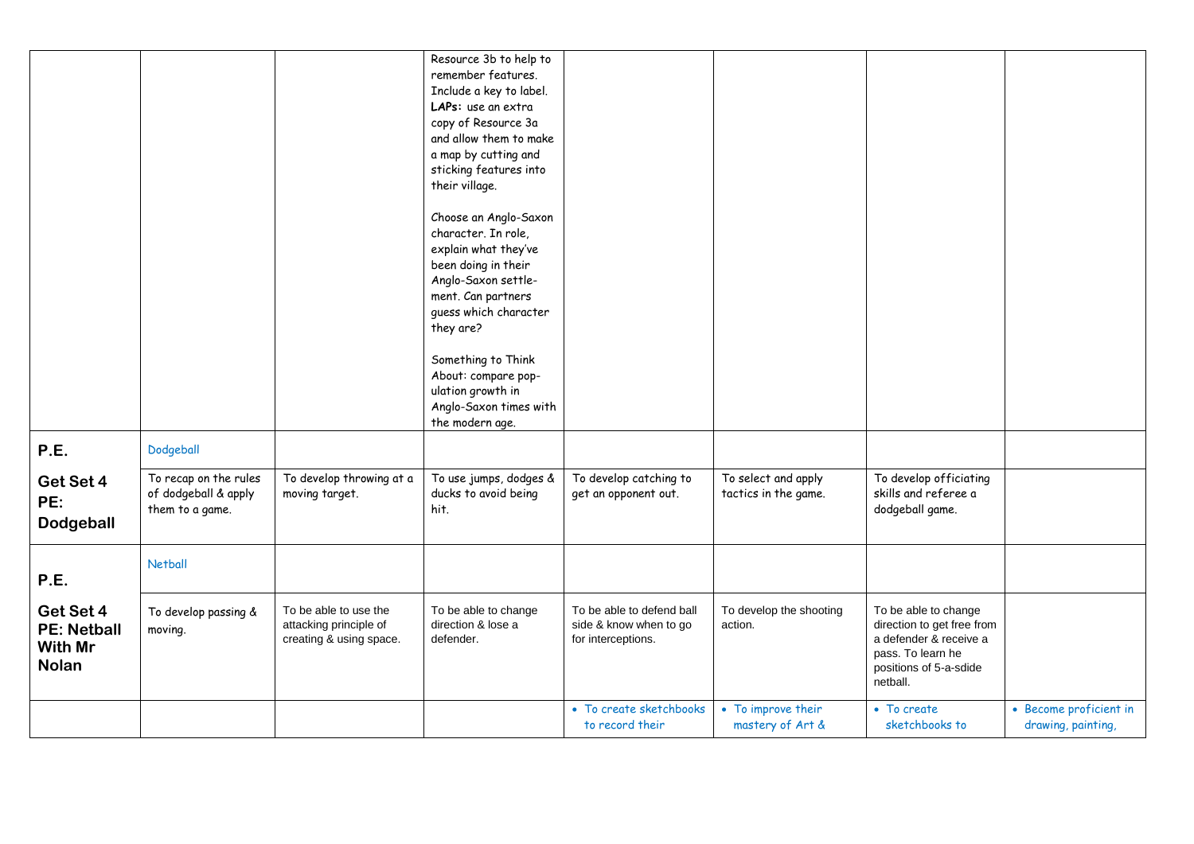| | | | | | | | |
|---|---|---|---|---|---|---|---|
| | | | Resource 3b to help to remember features. Include a key to label. **LAPs:** use an extra copy of Resource 3a and allow them to make a map by cutting and sticking features into their village.<br><br>Choose an Anglo-Saxon character. In role, explain what they've been doing in their Anglo-Saxon settle-ment. Can partners guess which character they are?<br><br>Something to Think About: compare pop-ulation growth in Anglo-Saxon times with the modern age. | | | | |
| **P.E.**<br><br>**Get Set 4 PE: Dodgeball** | Dodgeball | | | | | | |
| | To recap on the rules of dodgeball & apply them to a game. | To develop throwing at a moving target. | To use jumps, dodges & ducks to avoid being hit. | To develop catching to get an opponent out. | To select and apply tactics in the game. | To develop officiating skills and referee a dodgeball game. | |
| **P.E.**<br><br>**Get Set 4 PE: Netball With Mr Nolan** | Netball | | | | | | |
| | To develop passing & moving. | To be able to use the attacking principle of creating & using space. | To be able to change direction & lose a defender. | To be able to defend ball side & know when to go for interceptions. | To develop the shooting action. | To be able to change direction to get free from a defender & receive a pass. To learn he positions of 5-a-sdide netball. | |
| | | | | • To create sketchbooks to record their | • To improve their mastery of Art & | • To create sketchbooks to | • Become proficient in drawing, painting, |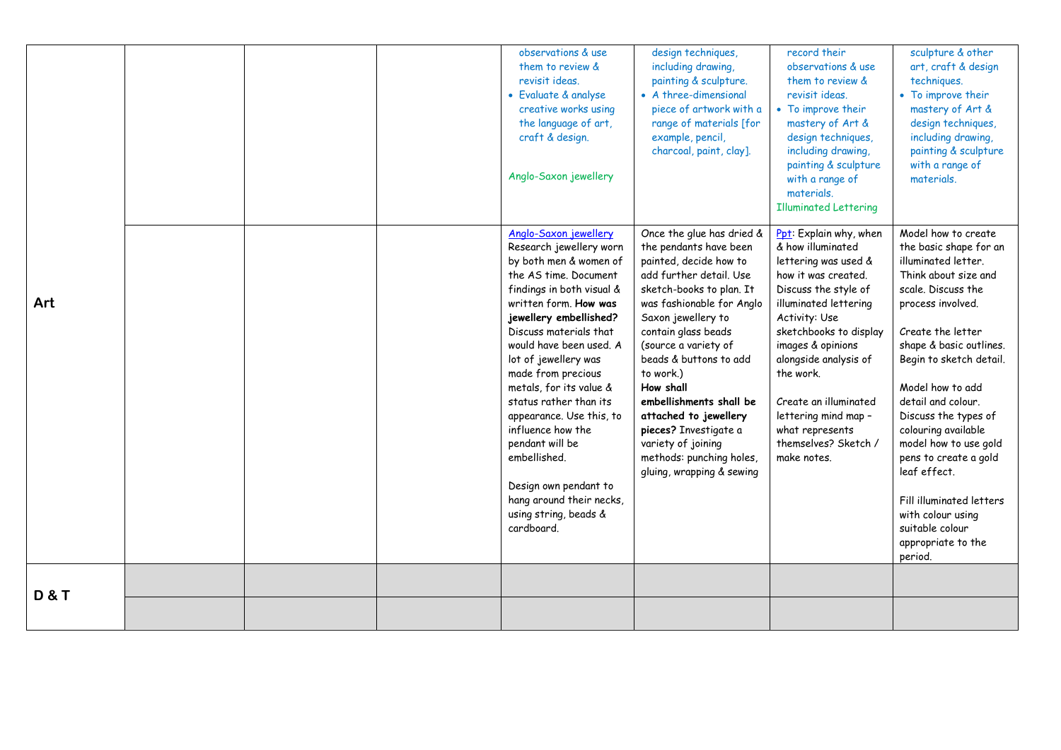| | | | | | | | |
|---|---|---|---|---|---|---|---|
| Art | | | | observations & use them to review & revisit ideas.<br>• Evaluate & analyse creative works using the language of art, craft & design.<br><br>Anglo-Saxon jewellery | design techniques, including drawing, painting & sculpture.<br>• A three-dimensional piece of artwork with a range of materials [for example, pencil, charcoal, paint, clay]. | record their observations & use them to review & revisit ideas.<br>• To improve their mastery of Art & design techniques, including drawing, painting & sculpture with a range of materials.<br>Illuminated Lettering | sculpture & other art, craft & design techniques.<br>• To improve their mastery of Art & design techniques, including drawing, painting & sculpture with a range of materials. |
| | | | | Anglo-Saxon jewellery<br>Research jewellery worn by both men & women of the AS time. Document findings in both visual & written form. **How was jewellery embellished?** Discuss materials that would have been used. A lot of jewellery was made from precious metals, for its value & status rather than its appearance. Use this, to influence how the pendant will be embellished.<br><br>Design own pendant to hang around their necks, using string, beads & cardboard. | Once the glue has dried & the pendants have been painted, decide how to add further detail. Use sketch-books to plan. It was fashionable for Anglo Saxon jewellery to contain glass beads (source a variety of beads & buttons to add to work.)<br>**How shall embellishments shall be attached to jewellery pieces?** Investigate a variety of joining methods: punching holes, gluing, wrapping & sewing | Ppt: Explain why, when & how illuminated lettering was used & how it was created. Discuss the style of illuminated lettering Activity: Use sketchbooks to display images & opinions alongside analysis of the work.<br><br>Create an illuminated lettering mind map – what represents themselves? Sketch / make notes. | Model how to create the basic shape for an illuminated letter. Think about size and scale. Discuss the process involved.<br><br>Create the letter shape & basic outlines. Begin to sketch detail.<br><br>Model how to add detail and colour. Discuss the types of colouring available model how to use gold pens to create a gold leaf effect.<br><br>Fill illuminated letters with colour using suitable colour appropriate to the period. |
| D & T | | | | | | | |
| | | | | | | | |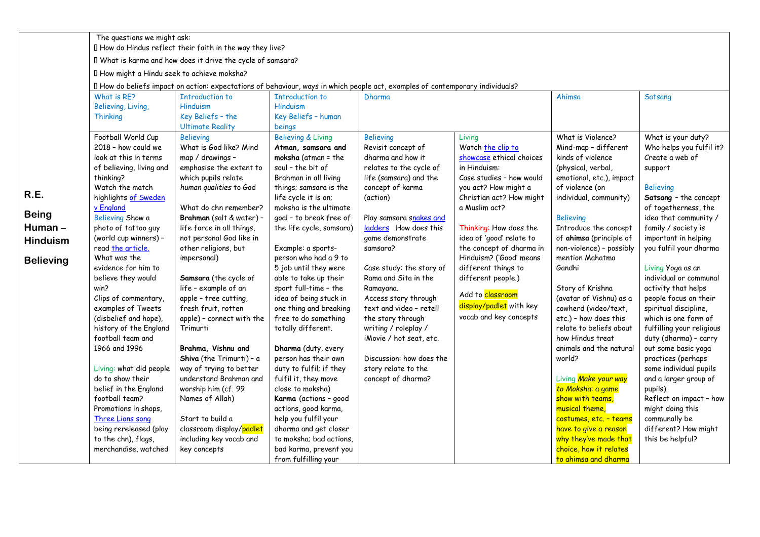| R.E. Being Human – Hinduism Believing | The questions we might ask: | | | | | | |
|---|---|---|---|---|---|---|---|
| | How do Hindus reflect their faith in the way they live? | | | | | | |
| | What is karma and how does it drive the cycle of samsara? | | | | | | |
| | How might a Hindu seek to achieve moksha? | | | | | | |
| | How do beliefs impact on action: expectations of behaviour, ways in which people act, examples of contemporary individuals? | | | | | | |
| | What is RE? Believing, Living, Thinking | Introduction to Hinduism Key Beliefs – the Ultimate Reality | Introduction to Hinduism Key Beliefs – human beings | Dharma | | Ahimsa | Satsang |
| | Football World Cup 2018 – how could we look at this in terms of believing, living and thinking? Watch the match highlights of Sweden v England Believing Show a photo of tattoo guy (world cup winners) – read the article. What was the evidence for him to believe they would win? Clips of commentary, examples of Tweets (disbelief and hope), history of the England football team and 1966 and 1996 Living: what did people do to show their belief in the England football team? Promotions in shops, Three Lions song being rereleased (play to the chn), flags, merchandise, watched | Believing What is God like? Mind map / drawings – emphasise the extent to which pupils relate *human qualities* to God What do chn remember? **Brahman** (salt & water) – life force in all things, not personal God like in other religions, but impersonal) **Samsara** (the cycle of life – example of an apple – tree cutting, fresh fruit, rotten apple) – connect with the Trimurti **Brahma, Vishnu and Shiva** (the Trimurti) – a way of trying to better understand Brahman and worship him (cf. 99 Names of Allah) Start to build a classroom display/padlet including key vocab and key concepts | Believing & Living **Atman, samsara and moksha** (atman = the soul – the bit of Brahman in all living things; samsara is the life cycle it is on; moksha is the ultimate goal – to break free of the life cycle, samsara) Example: a sports-person who had a 9 to 5 job until they were able to take up their sport full-time – the idea of being stuck in one thing and breaking free to do something totally different. **Dharma** (duty, every person has their own duty to fulfil; if they fulfil it, they move close to moksha) **Karma** (actions – good actions, good karma, help you fulfil your dharma and get closer to moksha; bad actions, bad karma, prevent you from fulfilling your | Believing Revisit concept of dharma and how it relates to the cycle of life (samsara) and the concept of karma (action) Play samsara snakes and ladders How does this game demonstrate samsara? Case study: the story of Rama and Sita in the Ramayana. Access story through text and video – retell the story through writing / roleplay / iMovie / hot seat, etc. Discussion: how does the story relate to the concept of dharma? | Living Watch the clip to showcase ethical choices in Hinduism: Case studies – how would you act? How might a Christian act? How might a Muslim act? Thinking: How does the idea of 'good' relate to the concept of dharma in Hinduism? ('Good' means different things to different people.) Add to classroom display/padlet with key vocab and key concepts | What is Violence? Mind-map – different kinds of violence (physical, verbal, emotional, etc.), impact of violence (on individual, community) Believing Introduce the concept of **ahimsa** (principle of non-violence) – possibly mention Mahatma Gandhi Story of Krishna (avatar of Vishnu) as a cowherd (video/text, etc.) – how does this relate to beliefs about how Hindus treat animals and the natural world? Living *Make your way to Moksha*: a game show with teams, musical theme, costumes, etc. – teams have to give a reason why they've made that choice, how it relates to ahimsa and dharma | What is your duty? Who helps you fulfil it? Create a web of support Believing **Satsang** – the concept of togetherness, the idea that community / family / society is important in helping you fulfil your dharma Living Yoga as an individual or communal activity that helps people focus on their spiritual discipline, which is one form of fulfilling your religious duty (dharma) – carry out some basic yoga practices (perhaps some individual pupils and a larger group of pupils). Reflect on impact – how might doing this communally be different? How might this be helpful? |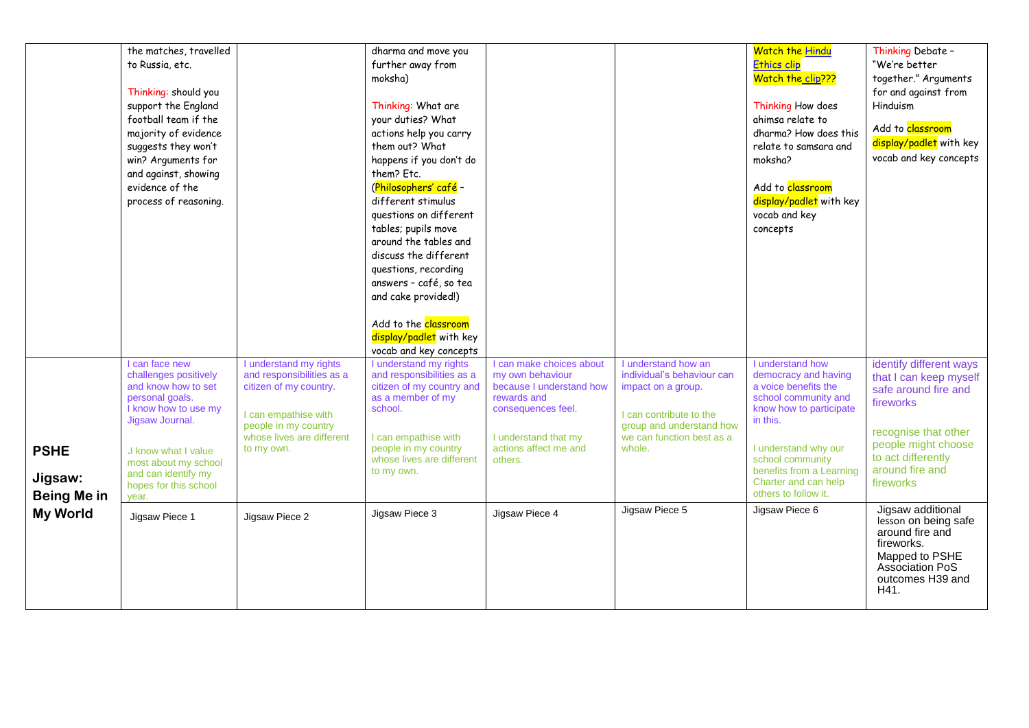| | | | | | | | |
|---|---|---|---|---|---|---|---|
| | the matches, travelled to Russia, etc.<br><br>Thinking: should you support the England football team if the majority of evidence suggests they won't win? Arguments for and against, showing evidence of the process of reasoning. | | dharma and move you further away from moksha)<br><br>Thinking: What are your duties? What actions help you carry them out? What happens if you don't do them? Etc.<br>(Philosophers' café – different stimulus questions on different tables; pupils move around the tables and discuss the different questions, recording answers – café, so tea and cake provided!)<br><br>Add to the classroom display/padlet with key vocab and key concepts | | | Watch the Hindu Ethics clip<br>Watch the clip???<br><br>Thinking How does ahimsa relate to dharma? How does this relate to samsara and moksha?<br><br>Add to classroom display/padlet with key vocab and key concepts | Thinking Debate – "We're better together." Arguments for and against from Hinduism<br><br>Add to classroom display/padlet with key vocab and key concepts |
| **PSHE**<br><br>**Jigsaw: Being Me in My World** | I can face new challenges positively and know how to set personal goals.<br>I know how to use my Jigsaw Journal.<br><br>.I know what I value most about my school and can identify my hopes for this school year. | I understand my rights and responsibilities as a citizen of my country.<br><br>I can empathise with people in my country whose lives are different to my own. | I understand my rights and responsibilities as a citizen of my country and as a member of my school.<br><br>I can empathise with people in my country whose lives are different to my own. | I can make choices about my own behaviour because I understand how rewards and consequences feel.<br><br>I understand that my actions affect me and others. | I understand how an individual's behaviour can impact on a group.<br><br>I can contribute to the group and understand how we can function best as a whole. | I understand how democracy and having a voice benefits the school community and know how to participate in this.<br><br>I understand why our school community benefits from a Learning Charter and can help others to follow it. | identify different ways that I can keep myself safe around fire and fireworks<br><br>recognise that other people might choose to act differently around fire and fireworks |
| | Jigsaw Piece 1 | Jigsaw Piece 2 | Jigsaw Piece 3 | Jigsaw Piece 4 | Jigsaw Piece 5 | Jigsaw Piece 6 | Jigsaw additional lesson on being safe around fire and fireworks.<br>Mapped to PSHE Association PoS outcomes H39 and H41. |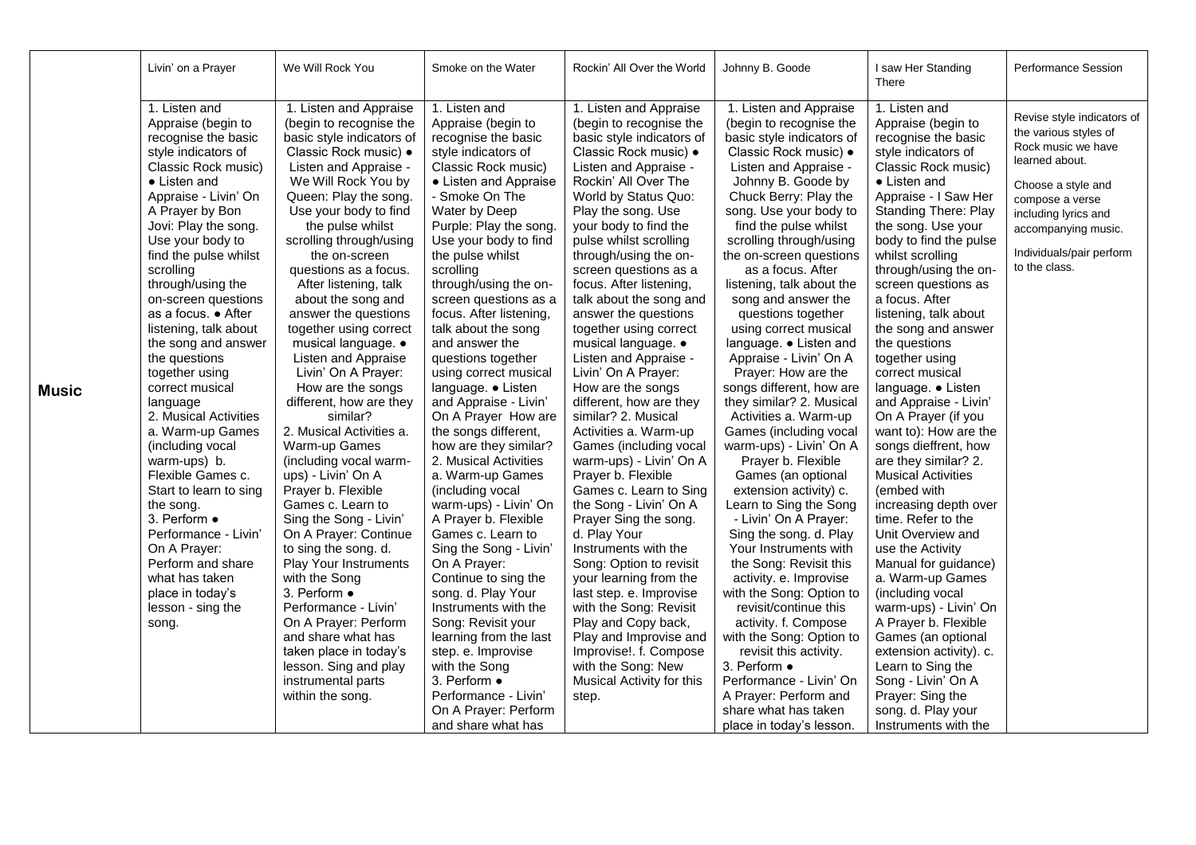| | Livin' on a Prayer | We Will Rock You | Smoke on the Water | Rockin' All Over the World | Johnny B. Goode | I saw Her Standing There | Performance Session |
|---|---|---|---|---|---|---|---|
| **Music** | 1. Listen and Appraise (begin to recognise the basic style indicators of Classic Rock music) • Listen and Appraise - Livin' On A Prayer by Bon Jovi: Play the song. Use your body to find the pulse whilst scrolling through/using the on-screen questions as a focus. • After listening, talk about the song and answer the questions together using correct musical language 2. Musical Activities a. Warm-up Games (including vocal warm-ups) b. Flexible Games c. Start to learn to sing the song. 3. Perform • Performance - Livin' On A Prayer: Perform and share what has taken place in today's lesson - sing the song. | 1. Listen and Appraise (begin to recognise the basic style indicators of Classic Rock music) • Listen and Appraise - We Will Rock You by Queen: Play the song. Use your body to find the pulse whilst scrolling through/using the on-screen questions as a focus. After listening, talk about the song and answer the questions together using correct musical language. • Listen and Appraise Livin' On A Prayer: How are the songs different, how are they similar? 2. Musical Activities a. Warm-up Games (including vocal warm-ups) - Livin' On A Prayer b. Flexible Games c. Learn to Sing the Song - Livin' On A Prayer: Continue to sing the song. d. Play Your Instruments with the Song 3. Perform • Performance - Livin' On A Prayer: Perform and share what has taken place in today's lesson. Sing and play instrumental parts within the song. | 1. Listen and Appraise (begin to recognise the basic style indicators of Classic Rock music) • Listen and Appraise - Smoke On The Water by Deep Purple: Play the song. Use your body to find the pulse whilst scrolling through/using the on-screen questions as a focus. After listening, talk about the song and answer the questions together using correct musical language. • Listen and Appraise - Livin' On A Prayer How are the songs different, how are they similar? 2. Musical Activities a. Warm-up Games (including vocal warm-ups) - Livin' On A Prayer b. Flexible Games c. Learn to Sing the Song - Livin' On A Prayer: Continue to sing the song. d. Play Your Instruments with the Song: Revisit your learning from the last step. e. Improvise with the Song 3. Perform • Performance - Livin' On A Prayer: Perform and share what has | 1. Listen and Appraise (begin to recognise the basic style indicators of Classic Rock music) • Listen and Appraise - Rockin' All Over The World by Status Quo: Play the song. Use your body to find the pulse whilst scrolling through/using the on-screen questions as a focus. After listening, talk about the song and answer the questions together using correct musical language. • Listen and Appraise - Livin' On A Prayer: How are the songs different, how are they similar? 2. Musical Activities a. Warm-up Games (including vocal warm-ups) - Livin' On A Prayer b. Flexible Games c. Learn to Sing the Song - Livin' On A Prayer Sing the song. d. Play Your Instruments with the Song: Option to revisit your learning from the last step. e. Improvise with the Song: Revisit Play and Copy back, Play and Improvise and Improvise!. f. Compose with the Song: New Musical Activity for this step. | 1. Listen and Appraise (begin to recognise the basic style indicators of Classic Rock music) • Listen and Appraise - Johnny B. Goode by Chuck Berry: Play the song. Use your body to find the pulse whilst scrolling through/using the on-screen questions as a focus. After listening, talk about the song and answer the questions together using correct musical language. • Listen and Appraise - Livin' On A Prayer: How are the songs different, how are they similar? 2. Musical Activities a. Warm-up Games (including vocal warm-ups) - Livin' On A Prayer b. Flexible Games (an optional extension activity) c. Learn to Sing the Song - Livin' On A Prayer: Sing the song. d. Play Your Instruments with the Song: Revisit this activity. e. Improvise with the Song: Option to revisit/continue this activity. f. Compose with the Song: Option to revisit this activity. 3. Perform • Performance - Livin' On A Prayer: Perform and share what has taken place in today's lesson. | 1. Listen and Appraise (begin to recognise the basic style indicators of Classic Rock music) • Listen and Appraise - I Saw Her Standing There: Play the song. Use your body to find the pulse whilst scrolling through/using the on-screen questions as a focus. After listening, talk about the song and answer the questions together using correct musical language. • Listen and Appraise - Livin' On A Prayer (if you want to): How are the songs dieffrent, how are they similar? 2. Musical Activities (embed with increasing depth over time. Refer to the Unit Overview and use the Activity Manual for guidance) a. Warm-up Games (including vocal warm-ups) - Livin' On A Prayer b. Flexible Games (an optional extension activity). c. Learn to Sing the Song - Livin' On A Prayer: Sing the song. d. Play your Instruments with the | Revise style indicators of the various styles of Rock music we have learned about. Choose a style and compose a verse including lyrics and accompanying music. Individuals/pair perform to the class. |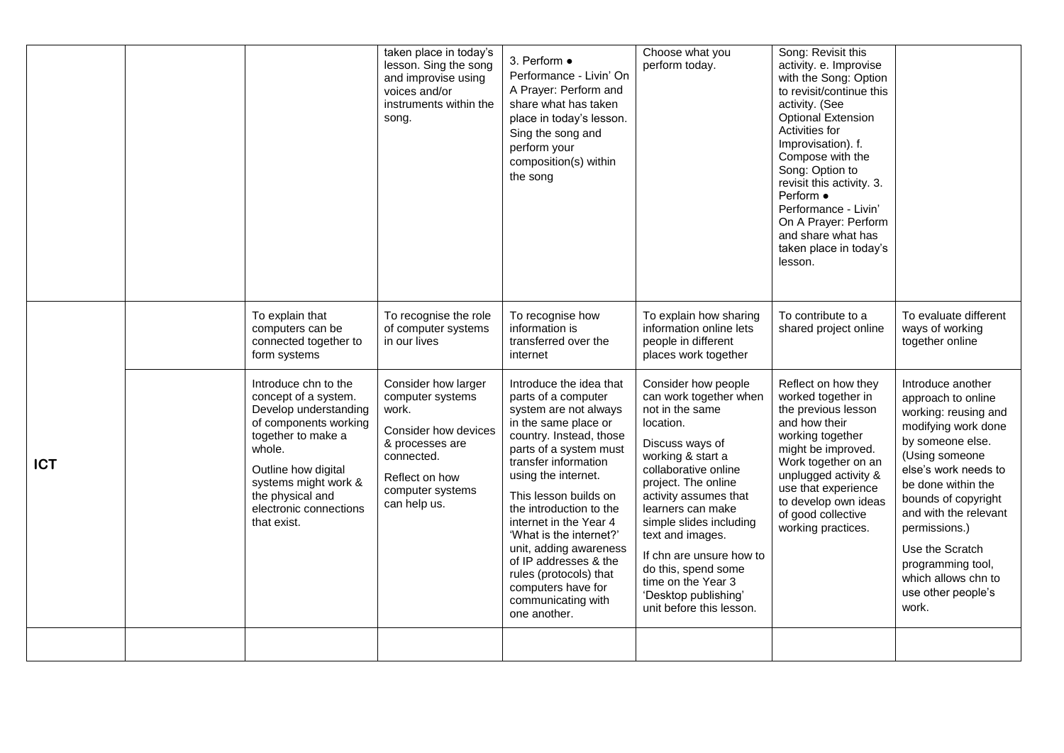| | | | | | | | |
|---|---|---|---|---|---|---|---|
| | | | taken place in today's lesson. Sing the song and improvise using voices and/or instruments within the song. | 3. Perform ● Performance - Livin' On A Prayer: Perform and share what has taken place in today's lesson. Sing the song and perform your composition(s) within the song | Choose what you perform today. | Song: Revisit this activity. e. Improvise with the Song: Option to revisit/continue this activity. (See Optional Extension Activities for Improvisation). f. Compose with the Song: Option to revisit this activity. 3. Perform ● Performance - Livin' On A Prayer: Perform and share what has taken place in today's lesson. | |
| **ICT** | | To explain that computers can be connected together to form systems | To recognise the role of computer systems in our lives | To recognise how information is transferred over the internet | To explain how sharing information online lets people in different places work together | To contribute to a shared project online | To evaluate different ways of working together online |
| | | Introduce chn to the concept of a system. Develop understanding of components working together to make a whole.<br><br>Outline how digital systems might work & the physical and electronic connections that exist. | Consider how larger computer systems work.<br><br>Consider how devices & processes are connected.<br><br>Reflect on how computer systems can help us. | Introduce the idea that parts of a computer system are not always in the same place or country. Instead, those parts of a system must transfer information using the internet.<br><br>This lesson builds on the introduction to the internet in the Year 4 'What is the internet?' unit, adding awareness of IP addresses & the rules (protocols) that computers have for communicating with one another. | Consider how people can work together when not in the same location.<br><br>Discuss ways of working & start a collaborative online project. The online activity assumes that learners can make simple slides including text and images.<br><br>If chn are unsure how to do this, spend some time on the Year 3 'Desktop publishing' unit before this lesson. | Reflect on how they worked together in the previous lesson and how their working together might be improved. Work together on an unplugged activity & use that experience to develop own ideas of good collective working practices. | Introduce another approach to online working: reusing and modifying work done by someone else. (Using someone else's work needs to be done within the bounds of copyright and with the relevant permissions.)<br><br>Use the Scratch programming tool, which allows chn to use other people's work. |
| | | | | | | | |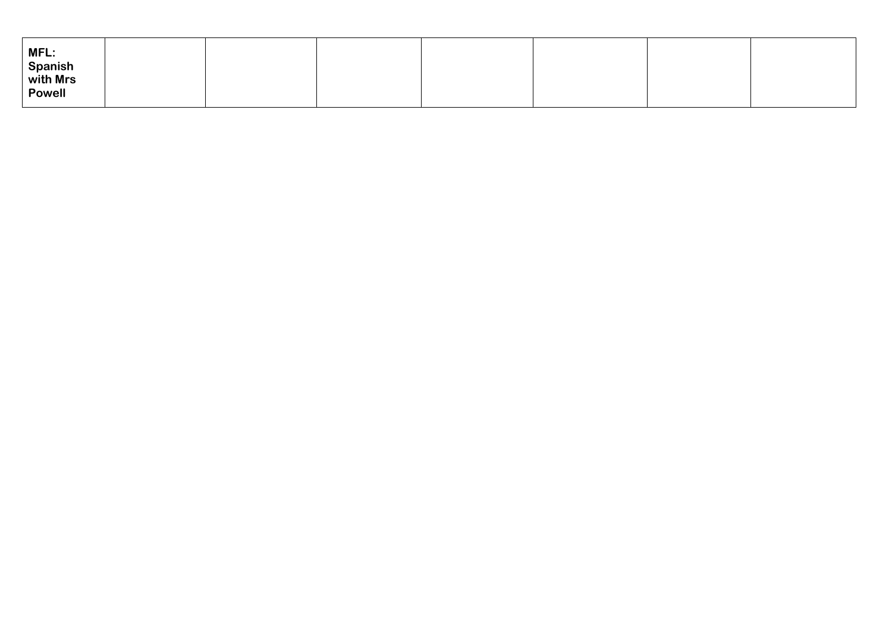| | | | | | | | |
|---|---|---|---|---|---|---|---|
| **MFL: Spanish with Mrs Powell** | | | | | | | |